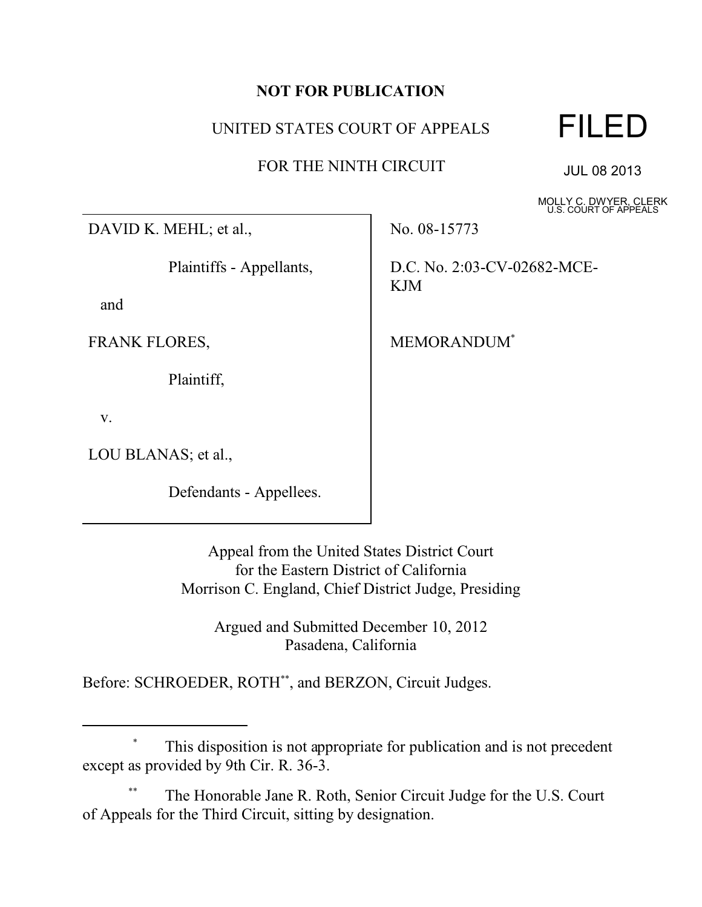**NOT FOR PUBLICATION**

UNITED STATES COURT OF APPEALS

FOR THE NINTH CIRCUIT

FILED

JUL 08 2013

MOLLY C. DWYER, CLERK
U.S. COURT OF APPEALS

DAVID K. MEHL; et al.,

Plaintiffs - Appellants,

and

FRANK FLORES,

Plaintiff,

v.

LOU BLANAS; et al.,

Defendants - Appellees.

No. 08-15773

D.C. No. 2:03-CV-02682-MCE-KJM

MEMORANDUM[*]

Appeal from the United States District Court
for the Eastern District of California
Morrison C. England, Chief District Judge, Presiding

Argued and Submitted December 10, 2012
Pasadena, California

Before: SCHROEDER, ROTH[**], and BERZON, Circuit Judges.

---

[*] This disposition is not appropriate for publication and is not precedent except as provided by 9th Cir. R. 36-3.

[**] The Honorable Jane R. Roth, Senior Circuit Judge for the U.S. Court of Appeals for the Third Circuit, sitting by designation.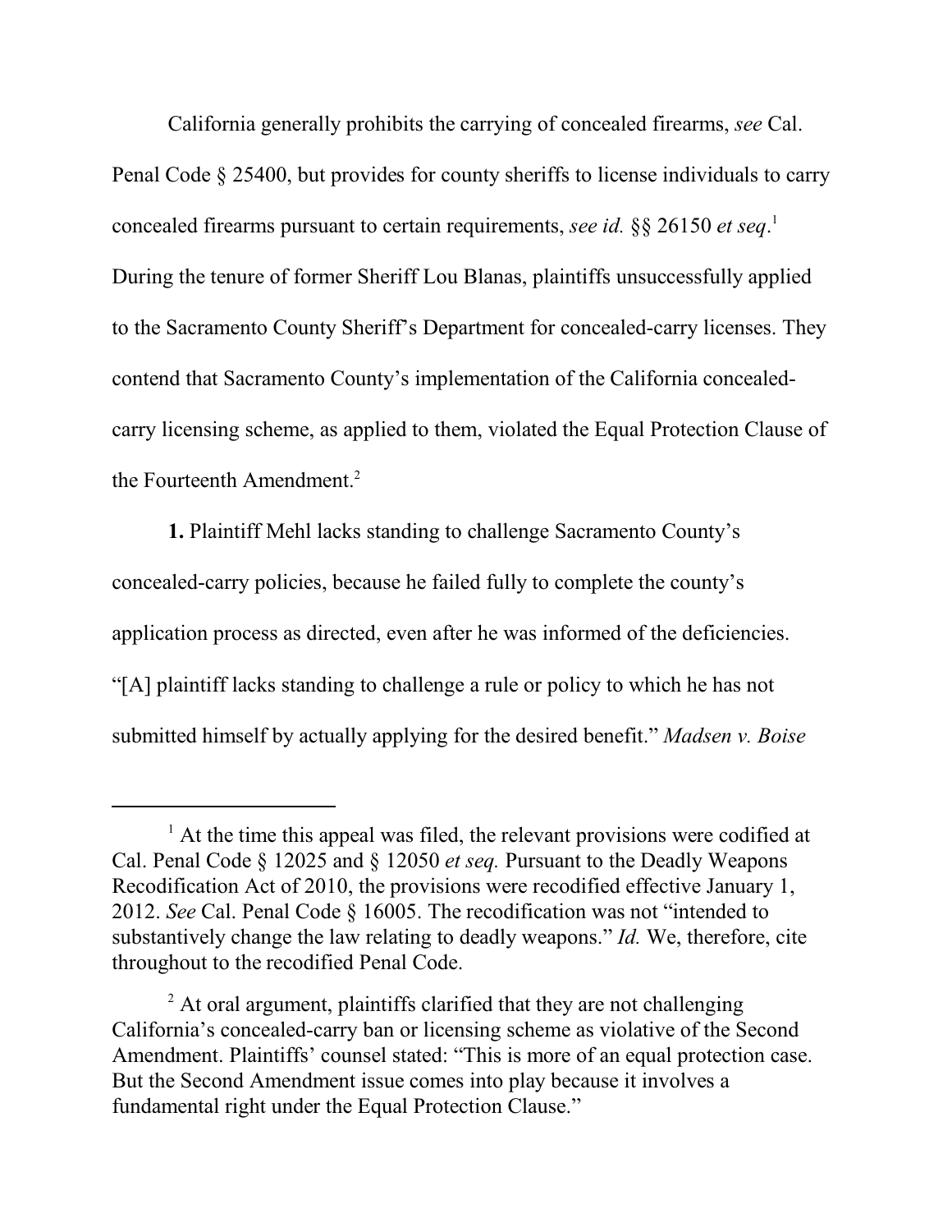California generally prohibits the carrying of concealed firearms, *see* Cal. Penal Code § 25400, but provides for county sheriffs to license individuals to carry concealed firearms pursuant to certain requirements, *see id.* §§ 26150 *et seq*.[1] During the tenure of former Sheriff Lou Blanas, plaintiffs unsuccessfully applied to the Sacramento County Sheriff's Department for concealed-carry licenses. They contend that Sacramento County's implementation of the California concealed-carry licensing scheme, as applied to them, violated the Equal Protection Clause of the Fourteenth Amendment.[2]

**1.** Plaintiff Mehl lacks standing to challenge Sacramento County's concealed-carry policies, because he failed fully to complete the county's application process as directed, even after he was informed of the deficiencies. "[A] plaintiff lacks standing to challenge a rule or policy to which he has not submitted himself by actually applying for the desired benefit." *Madsen v. Boise*

---

[1] At the time this appeal was filed, the relevant provisions were codified at Cal. Penal Code § 12025 and § 12050 *et seq.* Pursuant to the Deadly Weapons Recodification Act of 2010, the provisions were recodified effective January 1, 2012. *See* Cal. Penal Code § 16005. The recodification was not "intended to substantively change the law relating to deadly weapons." *Id.* We, therefore, cite throughout to the recodified Penal Code.

[2] At oral argument, plaintiffs clarified that they are not challenging California's concealed-carry ban or licensing scheme as violative of the Second Amendment. Plaintiffs' counsel stated: "This is more of an equal protection case. But the Second Amendment issue comes into play because it involves a fundamental right under the Equal Protection Clause."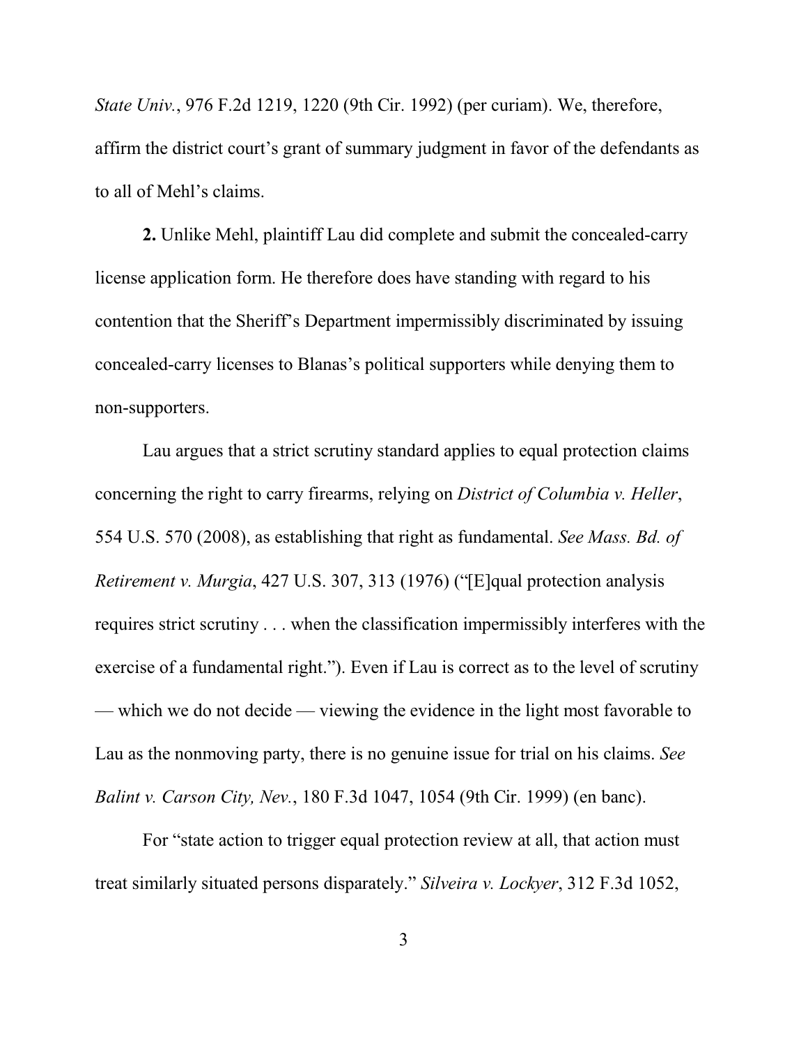*State Univ.*, 976 F.2d 1219, 1220 (9th Cir. 1992) (per curiam). We, therefore, affirm the district court's grant of summary judgment in favor of the defendants as to all of Mehl's claims.

**2.** Unlike Mehl, plaintiff Lau did complete and submit the concealed-carry license application form. He therefore does have standing with regard to his contention that the Sheriff's Department impermissibly discriminated by issuing concealed-carry licenses to Blanas's political supporters while denying them to non-supporters.

Lau argues that a strict scrutiny standard applies to equal protection claims concerning the right to carry firearms, relying on *District of Columbia v. Heller*, 554 U.S. 570 (2008), as establishing that right as fundamental. *See Mass. Bd. of Retirement v. Murgia*, 427 U.S. 307, 313 (1976) ("[E]qual protection analysis requires strict scrutiny . . . when the classification impermissibly interferes with the exercise of a fundamental right."). Even if Lau is correct as to the level of scrutiny — which we do not decide — viewing the evidence in the light most favorable to Lau as the nonmoving party, there is no genuine issue for trial on his claims. *See Balint v. Carson City, Nev.*, 180 F.3d 1047, 1054 (9th Cir. 1999) (en banc).

For "state action to trigger equal protection review at all, that action must treat similarly situated persons disparately." *Silveira v. Lockyer*, 312 F.3d 1052,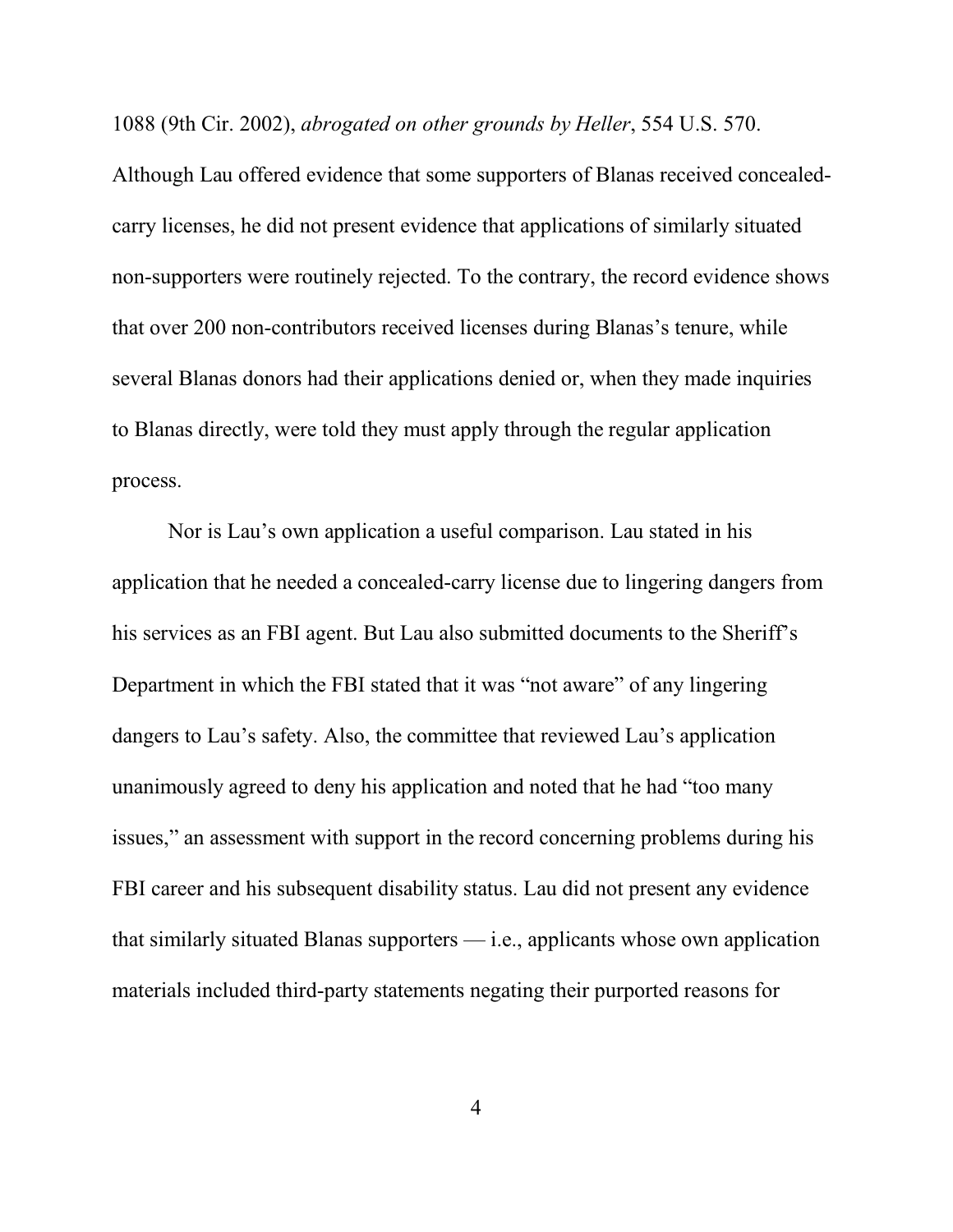1088 (9th Cir. 2002), *abrogated on other grounds by Heller*, 554 U.S. 570. Although Lau offered evidence that some supporters of Blanas received concealed-carry licenses, he did not present evidence that applications of similarly situated non-supporters were routinely rejected. To the contrary, the record evidence shows that over 200 non-contributors received licenses during Blanas's tenure, while several Blanas donors had their applications denied or, when they made inquiries to Blanas directly, were told they must apply through the regular application process.

Nor is Lau's own application a useful comparison. Lau stated in his application that he needed a concealed-carry license due to lingering dangers from his services as an FBI agent. But Lau also submitted documents to the Sheriff's Department in which the FBI stated that it was "not aware" of any lingering dangers to Lau's safety. Also, the committee that reviewed Lau's application unanimously agreed to deny his application and noted that he had "too many issues," an assessment with support in the record concerning problems during his FBI career and his subsequent disability status. Lau did not present any evidence that similarly situated Blanas supporters — i.e., applicants whose own application materials included third-party statements negating their purported reasons for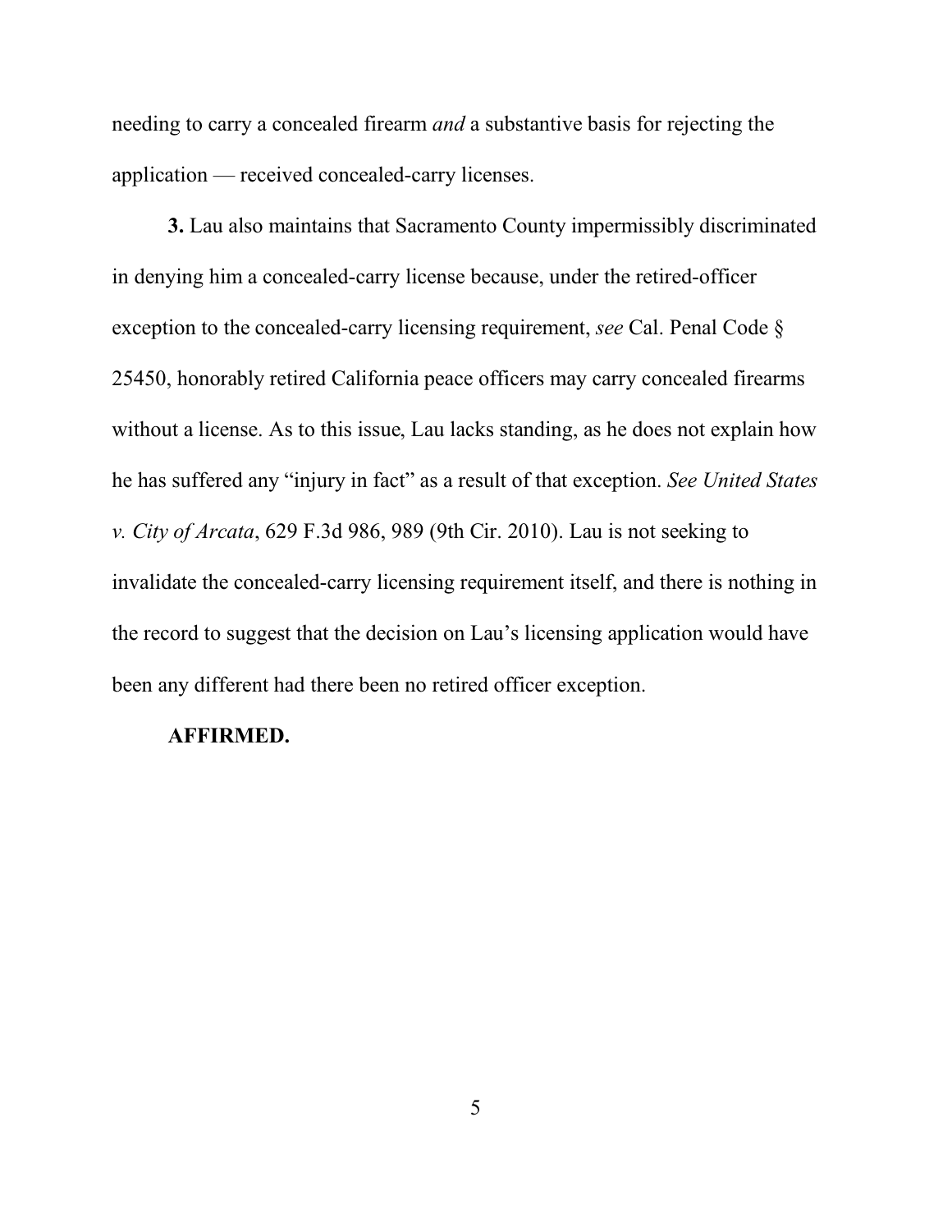needing to carry a concealed firearm *and* a substantive basis for rejecting the application — received concealed-carry licenses.

**3.** Lau also maintains that Sacramento County impermissibly discriminated in denying him a concealed-carry license because, under the retired-officer exception to the concealed-carry licensing requirement, *see* Cal. Penal Code § 25450, honorably retired California peace officers may carry concealed firearms without a license. As to this issue, Lau lacks standing, as he does not explain how he has suffered any "injury in fact" as a result of that exception. *See United States v. City of Arcata*, 629 F.3d 986, 989 (9th Cir. 2010). Lau is not seeking to invalidate the concealed-carry licensing requirement itself, and there is nothing in the record to suggest that the decision on Lau's licensing application would have been any different had there been no retired officer exception.

**AFFIRMED.**